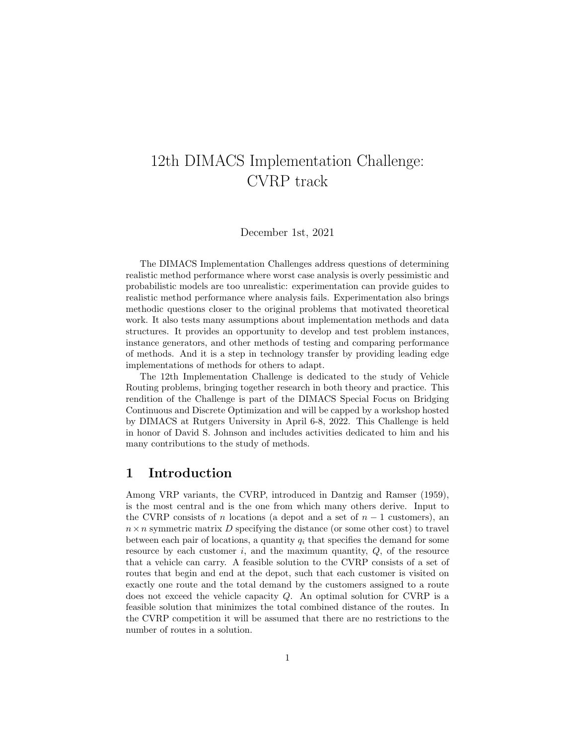# 12th DIMACS Implementation Challenge: CVRP track

December 1st, 2021

The DIMACS Implementation Challenges address questions of determining realistic method performance where worst case analysis is overly pessimistic and probabilistic models are too unrealistic: experimentation can provide guides to realistic method performance where analysis fails. Experimentation also brings methodic questions closer to the original problems that motivated theoretical work. It also tests many assumptions about implementation methods and data structures. It provides an opportunity to develop and test problem instances, instance generators, and other methods of testing and comparing performance of methods. And it is a step in technology transfer by providing leading edge implementations of methods for others to adapt.

The 12th Implementation Challenge is dedicated to the study of Vehicle Routing problems, bringing together research in both theory and practice. This rendition of the Challenge is part of the DIMACS Special Focus on Bridging Continuous and Discrete Optimization and will be capped by a workshop hosted by DIMACS at Rutgers University in April 6-8, 2022. This Challenge is held in honor of David S. Johnson and includes activities dedicated to him and his many contributions to the study of methods.

## 1 Introduction

Among VRP variants, the CVRP, introduced in Dantzig and Ramser (1959), is the most central and is the one from which many others derive. Input to the CVRP consists of $n$ locations (a depot and a set of $n-1$ customers), an $n \times n$ symmetric matrix $D$ specifying the distance (or some other cost) to travel between each pair of locations, a quantity $q_i$ that specifies the demand for some resource by each customer $i$, and the maximum quantity, $Q$, of the resource that a vehicle can carry. A feasible solution to the CVRP consists of a set of routes that begin and end at the depot, such that each customer is visited on exactly one route and the total demand by the customers assigned to a route does not exceed the vehicle capacity $Q$. An optimal solution for CVRP is a feasible solution that minimizes the total combined distance of the routes. In the CVRP competition it will be assumed that there are no restrictions to the number of routes in a solution.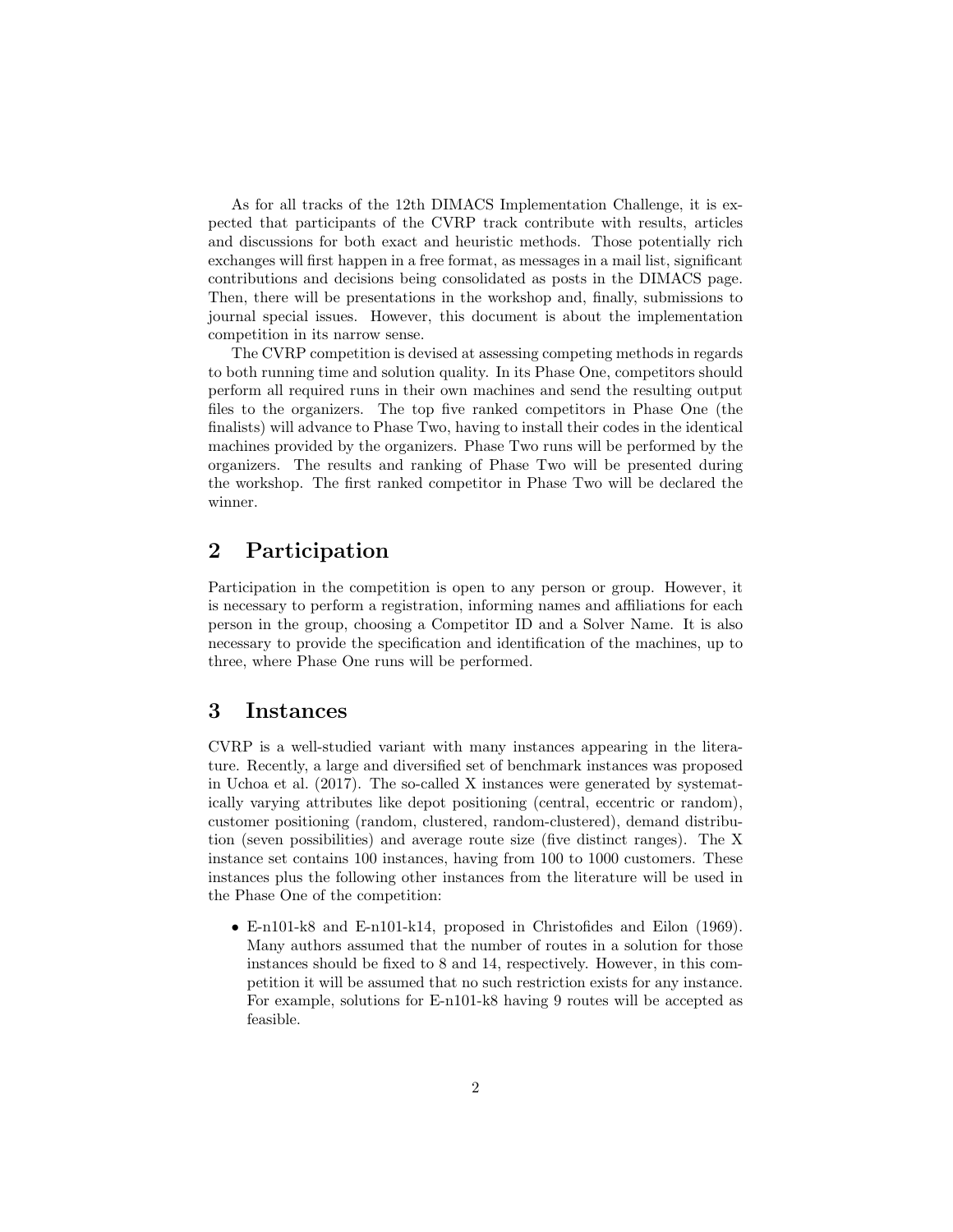As for all tracks of the 12th DIMACS Implementation Challenge, it is expected that participants of the CVRP track contribute with results, articles and discussions for both exact and heuristic methods. Those potentially rich exchanges will first happen in a free format, as messages in a mail list, significant contributions and decisions being consolidated as posts in the DIMACS page. Then, there will be presentations in the workshop and, finally, submissions to journal special issues. However, this document is about the implementation competition in its narrow sense.

The CVRP competition is devised at assessing competing methods in regards to both running time and solution quality. In its Phase One, competitors should perform all required runs in their own machines and send the resulting output files to the organizers. The top five ranked competitors in Phase One (the finalists) will advance to Phase Two, having to install their codes in the identical machines provided by the organizers. Phase Two runs will be performed by the organizers. The results and ranking of Phase Two will be presented during the workshop. The first ranked competitor in Phase Two will be declared the winner.

## 2 Participation

Participation in the competition is open to any person or group. However, it is necessary to perform a registration, informing names and affiliations for each person in the group, choosing a Competitor ID and a Solver Name. It is also necessary to provide the specification and identification of the machines, up to three, where Phase One runs will be performed.

## 3 Instances

CVRP is a well-studied variant with many instances appearing in the literature. Recently, a large and diversified set of benchmark instances was proposed in Uchoa et al. (2017). The so-called X instances were generated by systematically varying attributes like depot positioning (central, eccentric or random), customer positioning (random, clustered, random-clustered), demand distribution (seven possibilities) and average route size (five distinct ranges). The X instance set contains 100 instances, having from 100 to 1000 customers. These instances plus the following other instances from the literature will be used in the Phase One of the competition:

- E-n101-k8 and E-n101-k14, proposed in Christofides and Eilon (1969). Many authors assumed that the number of routes in a solution for those instances should be fixed to 8 and 14, respectively. However, in this competition it will be assumed that no such restriction exists for any instance. For example, solutions for E-n101-k8 having 9 routes will be accepted as feasible.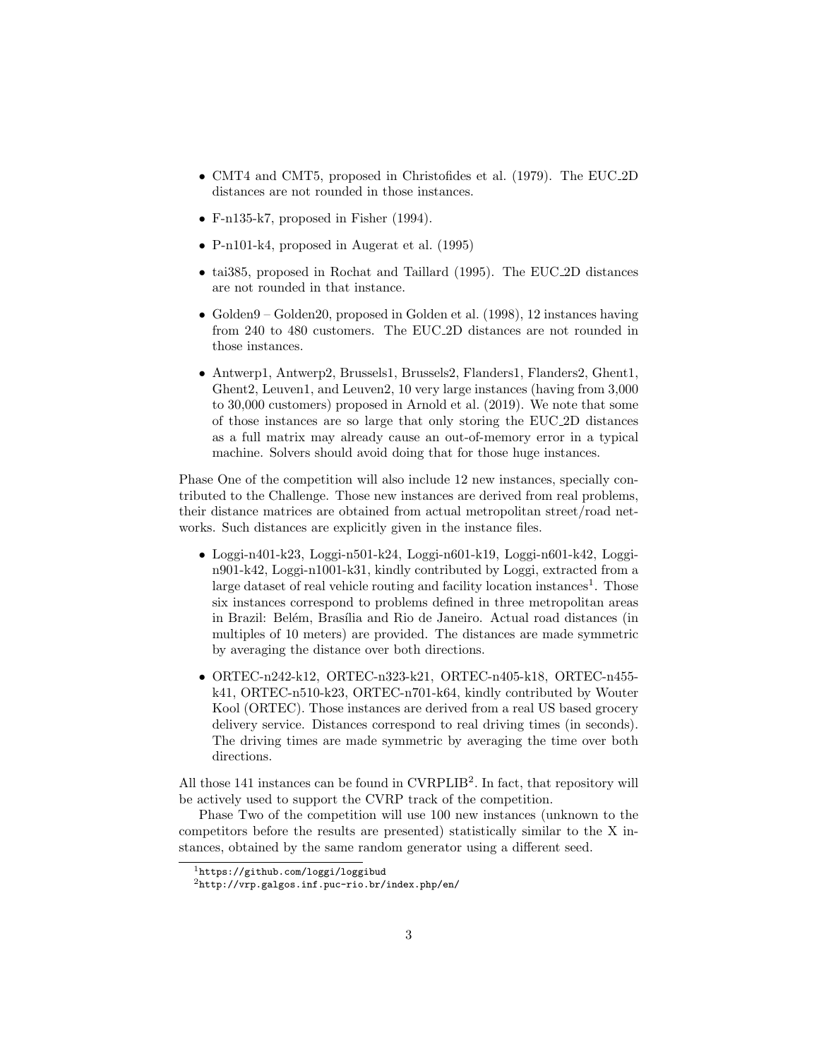- CMT4 and CMT5, proposed in Christofides et al. (1979). The EUC_2D distances are not rounded in those instances.
- F-n135-k7, proposed in Fisher (1994).
- P-n101-k4, proposed in Augerat et al. (1995)
- tai385, proposed in Rochat and Taillard (1995). The EUC_2D distances are not rounded in that instance.
- Golden9 – Golden20, proposed in Golden et al. (1998), 12 instances having from 240 to 480 customers. The EUC_2D distances are not rounded in those instances.
- Antwerp1, Antwerp2, Brussels1, Brussels2, Flanders1, Flanders2, Ghent1, Ghent2, Leuven1, and Leuven2, 10 very large instances (having from 3,000 to 30,000 customers) proposed in Arnold et al. (2019). We note that some of those instances are so large that only storing the EUC_2D distances as a full matrix may already cause an out-of-memory error in a typical machine. Solvers should avoid doing that for those huge instances.

Phase One of the competition will also include 12 new instances, specially contributed to the Challenge. Those new instances are derived from real problems, their distance matrices are obtained from actual metropolitan street/road networks. Such distances are explicitly given in the instance files.

- Loggi-n401-k23, Loggi-n501-k24, Loggi-n601-k19, Loggi-n601-k42, Loggi-n901-k42, Loggi-n1001-k31, kindly contributed by Loggi, extracted from a large dataset of real vehicle routing and facility location instances[1]. Those six instances correspond to problems defined in three metropolitan areas in Brazil: Belém, Brasília and Rio de Janeiro. Actual road distances (in multiples of 10 meters) are provided. The distances are made symmetric by averaging the distance over both directions.
- ORTEC-n242-k12, ORTEC-n323-k21, ORTEC-n405-k18, ORTEC-n455-k41, ORTEC-n510-k23, ORTEC-n701-k64, kindly contributed by Wouter Kool (ORTEC). Those instances are derived from a real US based grocery delivery service. Distances correspond to real driving times (in seconds). The driving times are made symmetric by averaging the time over both directions.

All those 141 instances can be found in CVRPLIB[2]. In fact, that repository will be actively used to support the CVRP track of the competition.

Phase Two of the competition will use 100 new instances (unknown to the competitors before the results are presented) statistically similar to the X instances, obtained by the same random generator using a different seed.

[1] https://github.com/loggi/loggibud

[2] http://vrp.galgos.inf.puc-rio.br/index.php/en/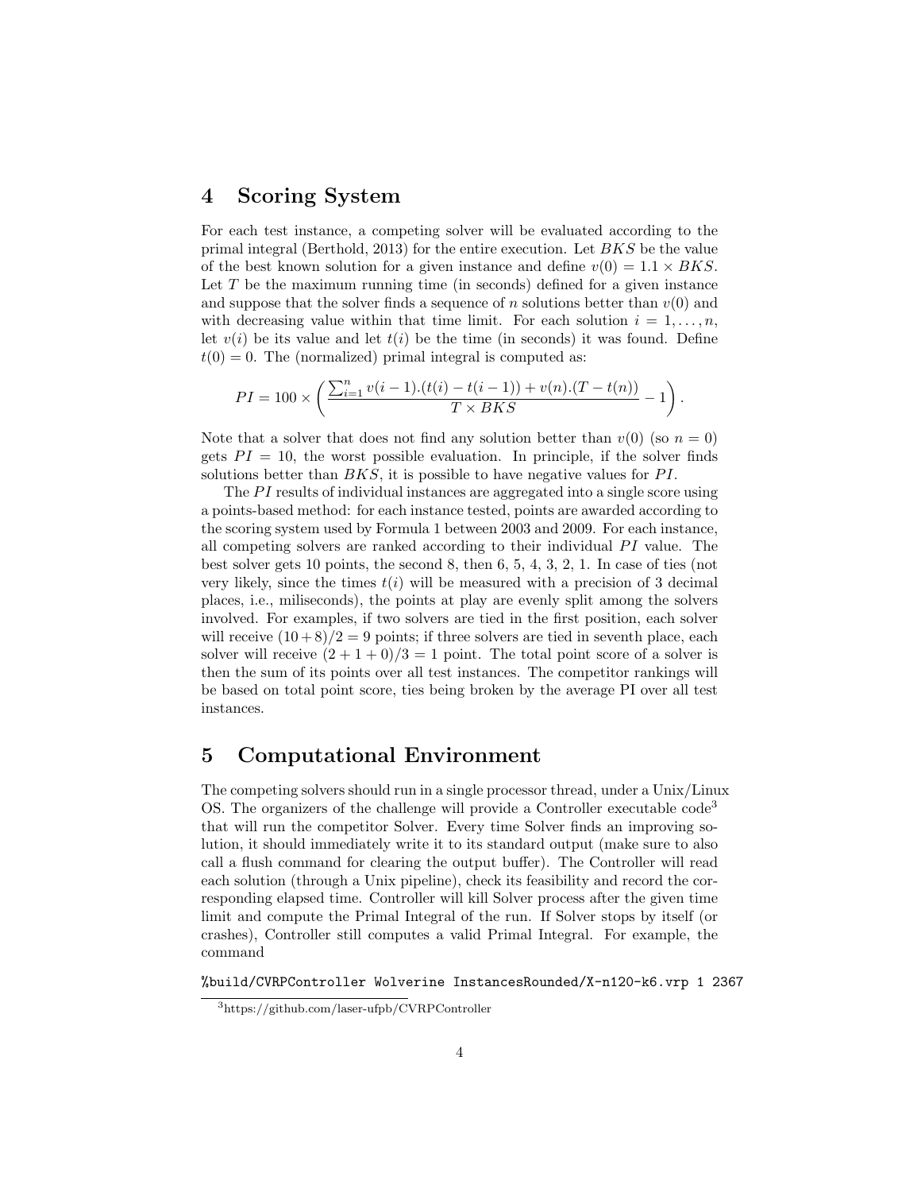## 4 Scoring System

For each test instance, a competing solver will be evaluated according to the primal integral (Berthold, 2013) for the entire execution. Let $BKS$ be the value of the best known solution for a given instance and define $v(0) = 1.1 \times BKS$. Let $T$ be the maximum running time (in seconds) defined for a given instance and suppose that the solver finds a sequence of $n$ solutions better than $v(0)$ and with decreasing value within that time limit. For each solution $i = 1, \dots, n$, let $v(i)$ be its value and let $t(i)$ be the time (in seconds) it was found. Define $t(0) = 0$. The (normalized) primal integral is computed as:

$$PI = 100 \times \left( \frac{\sum_{i=1}^{n} v(i-1).(t(i) - t(i-1)) + v(n).(T - t(n))}{T \times BKS} - 1 \right).$$

Note that a solver that does not find any solution better than $v(0)$ (so $n = 0$) gets $PI = 10$, the worst possible evaluation. In principle, if the solver finds solutions better than $BKS$, it is possible to have negative values for $PI$.

The $PI$ results of individual instances are aggregated into a single score using a points-based method: for each instance tested, points are awarded according to the scoring system used by Formula 1 between 2003 and 2009. For each instance, all competing solvers are ranked according to their individual $PI$ value. The best solver gets 10 points, the second 8, then 6, 5, 4, 3, 2, 1. In case of ties (not very likely, since the times $t(i)$ will be measured with a precision of 3 decimal places, i.e., miliseconds), the points at play are evenly split among the solvers involved. For examples, if two solvers are tied in the first position, each solver will receive $(10+8)/2 = 9$ points; if three solvers are tied in seventh place, each solver will receive $(2+1+0)/3 = 1$ point. The total point score of a solver is then the sum of its points over all test instances. The competitor rankings will be based on total point score, ties being broken by the average PI over all test instances.

## 5 Computational Environment

The competing solvers should run in a single processor thread, under a Unix/Linux OS. The organizers of the challenge will provide a Controller executable code[3] that will run the competitor Solver. Every time Solver finds an improving solution, it should immediately write it to its standard output (make sure to also call a flush command for clearing the output buffer). The Controller will read each solution (through a Unix pipeline), check its feasibility and record the corresponding elapsed time. Controller will kill Solver process after the given time limit and compute the Primal Integral of the run. If Solver stops by itself (or crashes), Controller still computes a valid Primal Integral. For example, the command

```
%build/CVRPController Wolverine InstancesRounded/X-n120-k6.vrp 1 2367
```

[3] https://github.com/laser-ufpb/CVRPController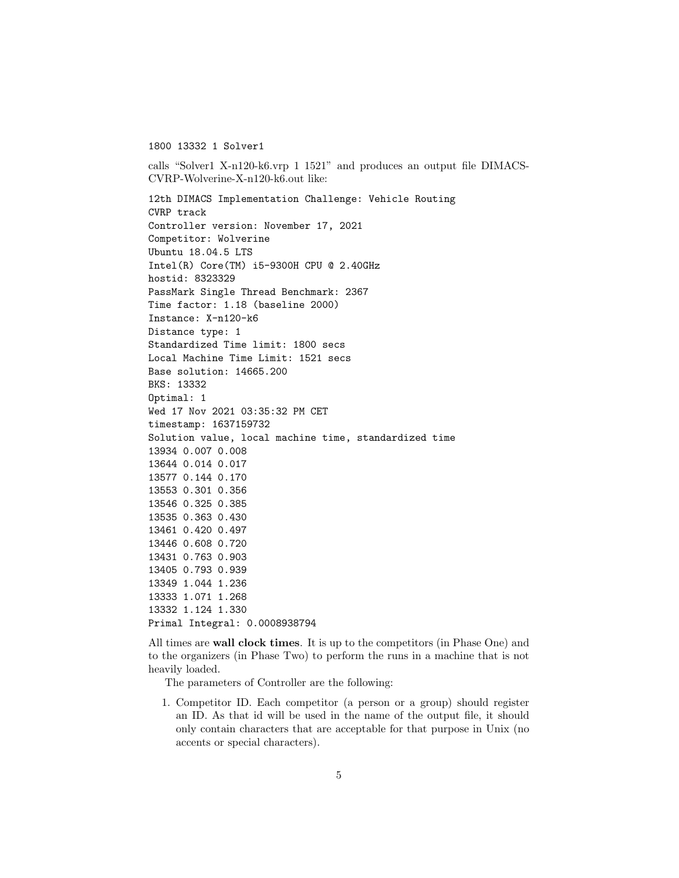```
1800 13332 1 Solver1
```

calls “Solver1 X-n120-k6.vrp 1 1521” and produces an output file DIMACS-CVRP-Wolverine-X-n120-k6.out like:

```
12th DIMACS Implementation Challenge: Vehicle Routing
CVRP track
Controller version: November 17, 2021
Competitor: Wolverine
Ubuntu 18.04.5 LTS
Intel(R) Core(TM) i5-9300H CPU @ 2.40GHz
hostid: 8323329
PassMark Single Thread Benchmark: 2367
Time factor: 1.18 (baseline 2000)
Instance: X-n120-k6
Distance type: 1
Standardized Time limit: 1800 secs
Local Machine Time Limit: 1521 secs
Base solution: 14665.200
BKS: 13332
Optimal: 1
Wed 17 Nov 2021 03:35:32 PM CET
timestamp: 1637159732
Solution value, local machine time, standardized time
13934 0.007 0.008
13644 0.014 0.017
13577 0.144 0.170
13553 0.301 0.356
13546 0.325 0.385
13535 0.363 0.430
13461 0.420 0.497
13446 0.608 0.720
13431 0.763 0.903
13405 0.793 0.939
13349 1.044 1.236
13333 1.071 1.268
13332 1.124 1.330
Primal Integral: 0.0008938794
```

All times are **wall clock times**. It is up to the competitors (in Phase One) and to the organizers (in Phase Two) to perform the runs in a machine that is not heavily loaded.

The parameters of Controller are the following:

1. Competitor ID. Each competitor (a person or a group) should register an ID. As that id will be used in the name of the output file, it should only contain characters that are acceptable for that purpose in Unix (no accents or special characters).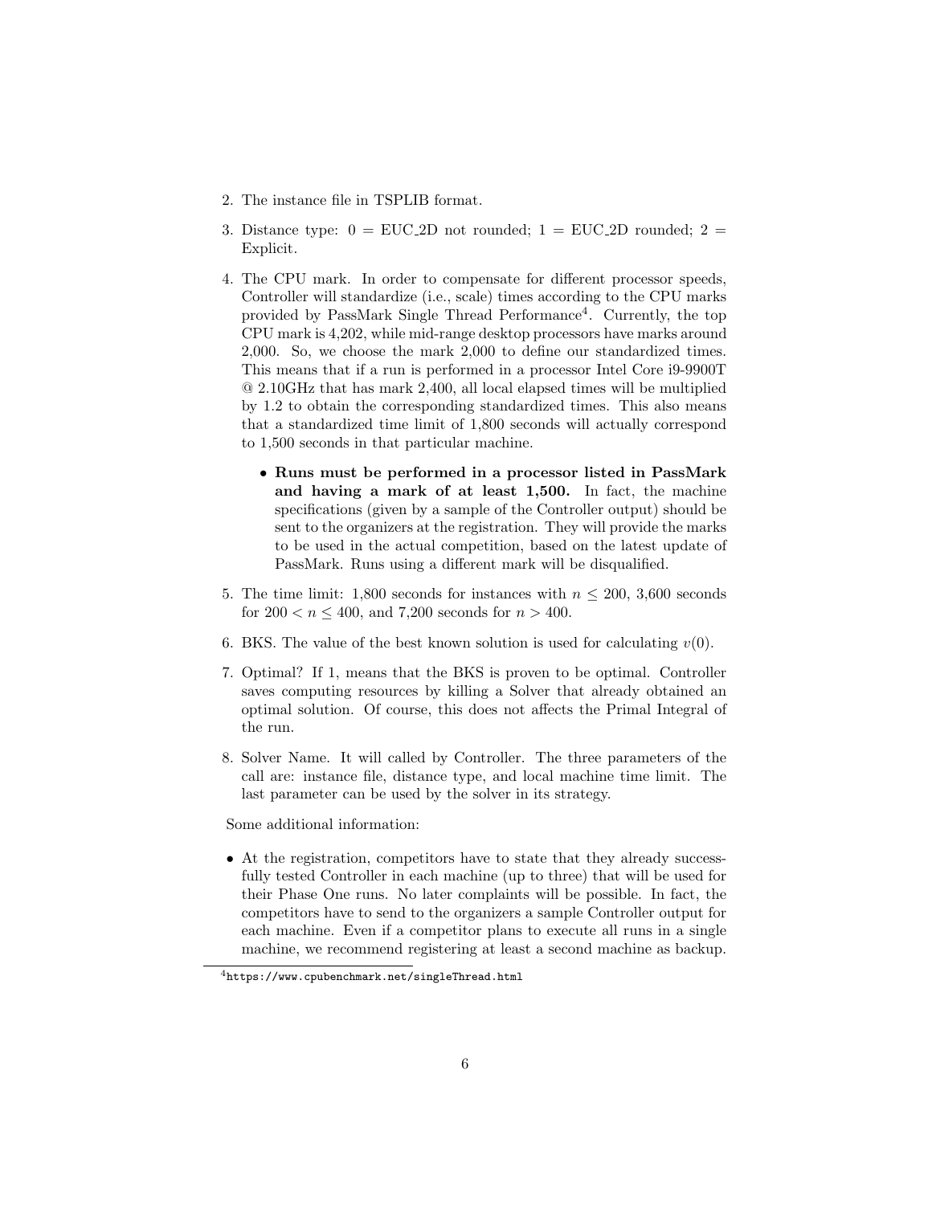2. The instance file in TSPLIB format.

3. Distance type: 0 = EUC_2D not rounded; 1 = EUC_2D rounded; 2 = Explicit.

4. The CPU mark. In order to compensate for different processor speeds, Controller will standardize (i.e., scale) times according to the CPU marks provided by PassMark Single Thread Performance[4]. Currently, the top CPU mark is 4,202, while mid-range desktop processors have marks around 2,000. So, we choose the mark 2,000 to define our standardized times. This means that if a run is performed in a processor Intel Core i9-9900T @ 2.10GHz that has mark 2,400, all local elapsed times will be multiplied by 1.2 to obtain the corresponding standardized times. This also means that a standardized time limit of 1,800 seconds will actually correspond to 1,500 seconds in that particular machine.

   - **Runs must be performed in a processor listed in PassMark and having a mark of at least 1,500.** In fact, the machine specifications (given by a sample of the Controller output) should be sent to the organizers at the registration. They will provide the marks to be used in the actual competition, based on the latest update of PassMark. Runs using a different mark will be disqualified.

5. The time limit: 1,800 seconds for instances with $n \leq 200$, 3,600 seconds for $200 < n \leq 400$, and 7,200 seconds for $n > 400$.

6. BKS. The value of the best known solution is used for calculating $v(0)$.

7. Optimal? If 1, means that the BKS is proven to be optimal. Controller saves computing resources by killing a Solver that already obtained an optimal solution. Of course, this does not affects the Primal Integral of the run.

8. Solver Name. It will called by Controller. The three parameters of the call are: instance file, distance type, and local machine time limit. The last parameter can be used by the solver in its strategy.

Some additional information:

- At the registration, competitors have to state that they already successfully tested Controller in each machine (up to three) that will be used for their Phase One runs. No later complaints will be possible. In fact, the competitors have to send to the organizers a sample Controller output for each machine. Even if a competitor plans to execute all runs in a single machine, we recommend registering at least a second machine as backup.

[4] https://www.cpubenchmark.net/singleThread.html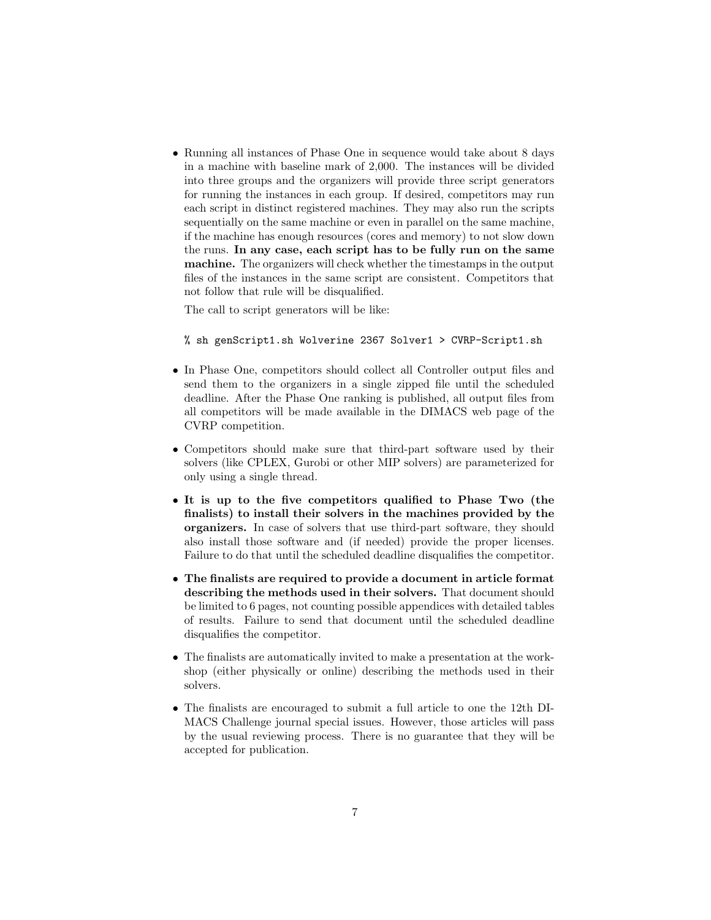- Running all instances of Phase One in sequence would take about 8 days in a machine with baseline mark of 2,000. The instances will be divided into three groups and the organizers will provide three script generators for running the instances in each group. If desired, competitors may run each script in distinct registered machines. They may also run the scripts sequentially on the same machine or even in parallel on the same machine, if the machine has enough resources (cores and memory) to not slow down the runs. **In any case, each script has to be fully run on the same machine.** The organizers will check whether the timestamps in the output files of the instances in the same script are consistent. Competitors that not follow that rule will be disqualified.

  The call to script generators will be like:

  ```
  % sh genScript1.sh Wolverine 2367 Solver1 > CVRP-Script1.sh
  ```

- In Phase One, competitors should collect all Controller output files and send them to the organizers in a single zipped file until the scheduled deadline. After the Phase One ranking is published, all output files from all competitors will be made available in the DIMACS web page of the CVRP competition.

- Competitors should make sure that third-part software used by their solvers (like CPLEX, Gurobi or other MIP solvers) are parameterized for only using a single thread.

- **It is up to the five competitors qualified to Phase Two (the finalists) to install their solvers in the machines provided by the organizers.** In case of solvers that use third-part software, they should also install those software and (if needed) provide the proper licenses. Failure to do that until the scheduled deadline disqualifies the competitor.

- **The finalists are required to provide a document in article format describing the methods used in their solvers.** That document should be limited to 6 pages, not counting possible appendices with detailed tables of results. Failure to send that document until the scheduled deadline disqualifies the competitor.

- The finalists are automatically invited to make a presentation at the workshop (either physically or online) describing the methods used in their solvers.

- The finalists are encouraged to submit a full article to one the 12th DIMACS Challenge journal special issues. However, those articles will pass by the usual reviewing process. There is no guarantee that they will be accepted for publication.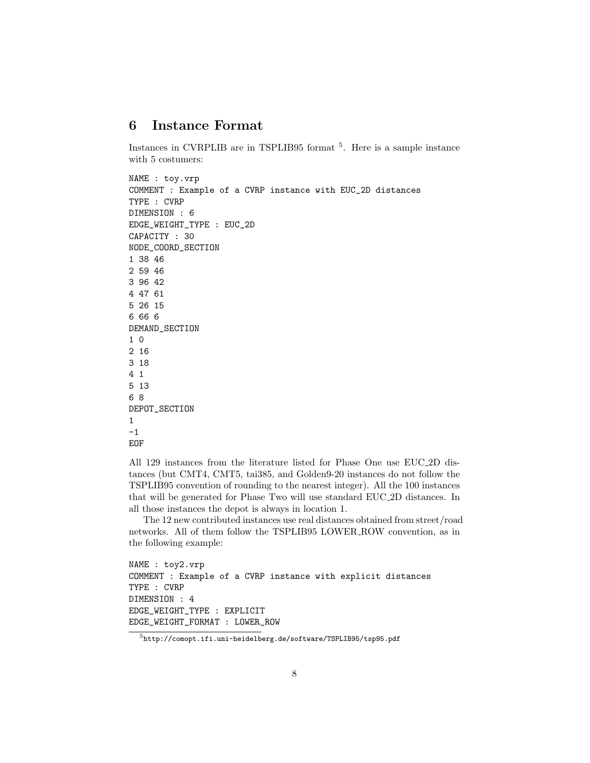## 6 Instance Format

Instances in CVRPLIB are in TSPLIB95 format [5]. Here is a sample instance with 5 costumers:

```
NAME : toy.vrp
COMMENT : Example of a CVRP instance with EUC_2D distances
TYPE : CVRP
DIMENSION : 6
EDGE_WEIGHT_TYPE : EUC_2D
CAPACITY : 30
NODE_COORD_SECTION
1 38 46
2 59 46
3 96 42
4 47 61
5 26 15
6 66 6
DEMAND_SECTION
1 0
2 16
3 18
4 1
5 13
6 8
DEPOT_SECTION
1
-1
EOF
```

All 129 instances from the literature listed for Phase One use EUC_2D distances (but CMT4, CMT5, tai385, and Golden9-20 instances do not follow the TSPLIB95 convention of rounding to the nearest integer). All the 100 instances that will be generated for Phase Two will use standard EUC_2D distances. In all those instances the depot is always in location 1.

The 12 new contributed instances use real distances obtained from street/road networks. All of them follow the TSPLIB95 LOWER_ROW convention, as in the following example:

```
NAME : toy2.vrp
COMMENT : Example of a CVRP instance with explicit distances
TYPE : CVRP
DIMENSION : 4
EDGE_WEIGHT_TYPE : EXPLICIT
EDGE_WEIGHT_FORMAT : LOWER_ROW
```

[5] http://comopt.ifi.uni-heidelberg.de/software/TSPLIB95/tsp95.pdf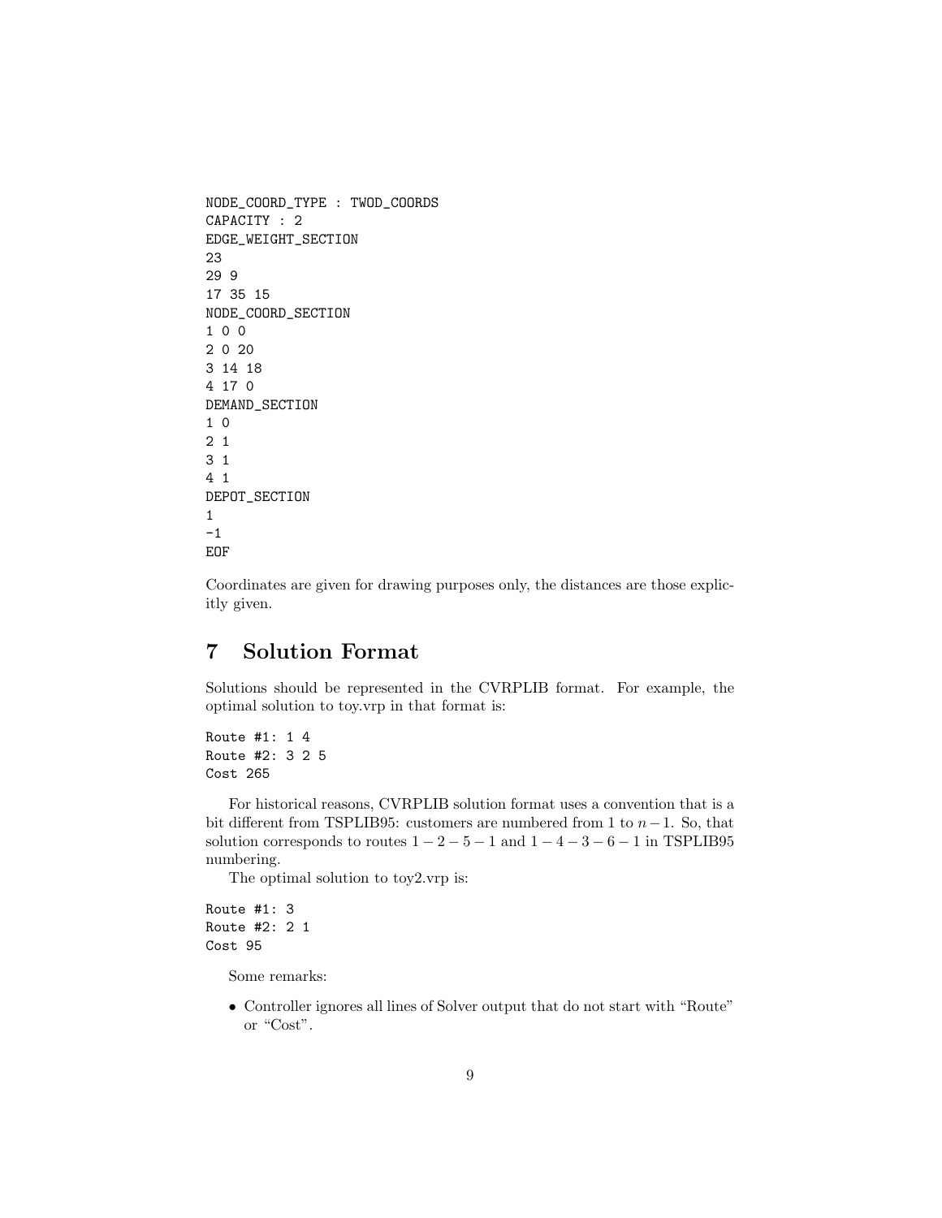```
NODE_COORD_TYPE : TWOD_COORDS
CAPACITY : 2
EDGE_WEIGHT_SECTION
23
29 9
17 35 15
NODE_COORD_SECTION
1 0 0
2 0 20
3 14 18
4 17 0
DEMAND_SECTION
1 0
2 1
3 1
4 1
DEPOT_SECTION
1
-1
EOF
```

Coordinates are given for drawing purposes only, the distances are those explicitly given.

## 7 Solution Format

Solutions should be represented in the CVRPLIB format. For example, the optimal solution to toy.vrp in that format is:

```
Route #1: 1 4
Route #2: 3 2 5
Cost 265
```

For historical reasons, CVRPLIB solution format uses a convention that is a bit different from TSPLIB95: customers are numbered from 1 to $n-1$. So, that solution corresponds to routes $1-2-5-1$ and $1-4-3-6-1$ in TSPLIB95 numbering.

The optimal solution to toy2.vrp is:

```
Route #1: 3
Route #2: 2 1
Cost 95
```

Some remarks:

- Controller ignores all lines of Solver output that do not start with "Route" or "Cost".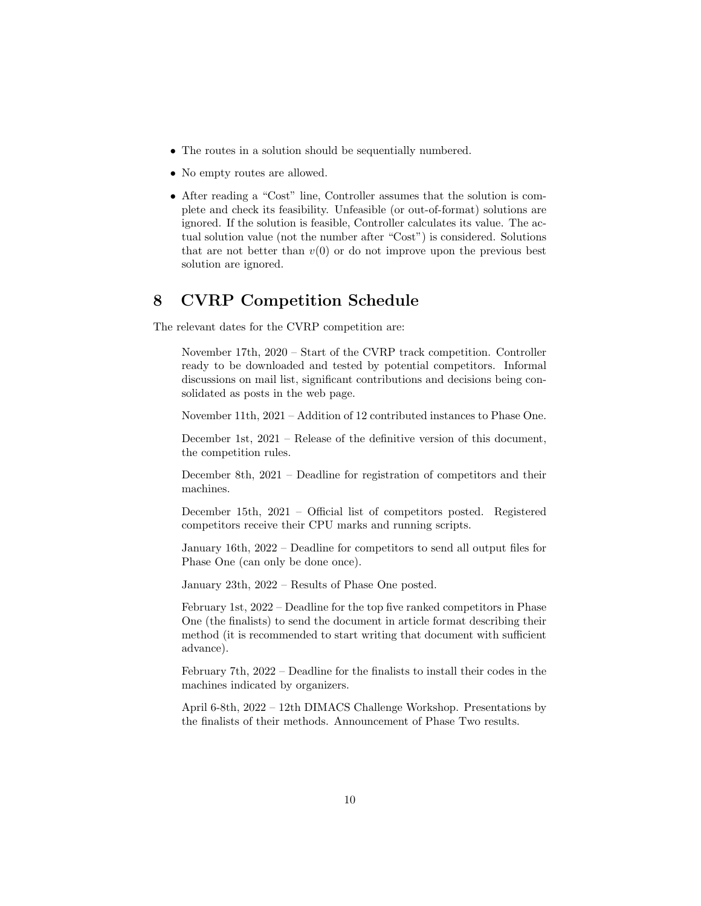- The routes in a solution should be sequentially numbered.
- No empty routes are allowed.
- After reading a "Cost" line, Controller assumes that the solution is complete and check its feasibility. Unfeasible (or out-of-format) solutions are ignored. If the solution is feasible, Controller calculates its value. The actual solution value (not the number after "Cost") is considered. Solutions that are not better than $v(0)$ or do not improve upon the previous best solution are ignored.

# 8 CVRP Competition Schedule

The relevant dates for the CVRP competition are:

> November 17th, 2020 – Start of the CVRP track competition. Controller ready to be downloaded and tested by potential competitors. Informal discussions on mail list, significant contributions and decisions being consolidated as posts in the web page.
>
> November 11th, 2021 – Addition of 12 contributed instances to Phase One.
>
> December 1st, 2021 – Release of the definitive version of this document, the competition rules.
>
> December 8th, 2021 – Deadline for registration of competitors and their machines.
>
> December 15th, 2021 – Official list of competitors posted. Registered competitors receive their CPU marks and running scripts.
>
> January 16th, 2022 – Deadline for competitors to send all output files for Phase One (can only be done once).
>
> January 23th, 2022 – Results of Phase One posted.
>
> February 1st, 2022 – Deadline for the top five ranked competitors in Phase One (the finalists) to send the document in article format describing their method (it is recommended to start writing that document with sufficient advance).
>
> February 7th, 2022 – Deadline for the finalists to install their codes in the machines indicated by organizers.
>
> April 6-8th, 2022 – 12th DIMACS Challenge Workshop. Presentations by the finalists of their methods. Announcement of Phase Two results.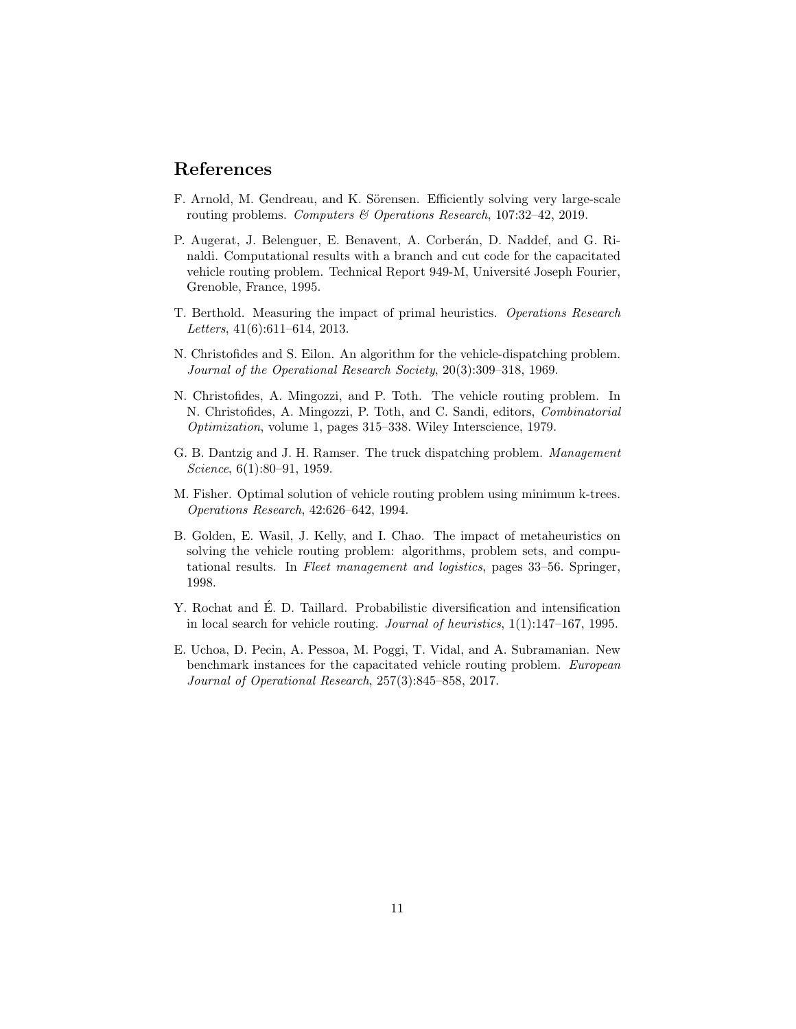## References

F. Arnold, M. Gendreau, and K. Sörensen. Efficiently solving very large-scale routing problems. *Computers & Operations Research*, 107:32–42, 2019.

P. Augerat, J. Belenguer, E. Benavent, A. Corberán, D. Naddef, and G. Rinaldi. Computational results with a branch and cut code for the capacitated vehicle routing problem. Technical Report 949-M, Université Joseph Fourier, Grenoble, France, 1995.

T. Berthold. Measuring the impact of primal heuristics. *Operations Research Letters*, 41(6):611–614, 2013.

N. Christofides and S. Eilon. An algorithm for the vehicle-dispatching problem. *Journal of the Operational Research Society*, 20(3):309–318, 1969.

N. Christofides, A. Mingozzi, and P. Toth. The vehicle routing problem. In N. Christofides, A. Mingozzi, P. Toth, and C. Sandi, editors, *Combinatorial Optimization*, volume 1, pages 315–338. Wiley Interscience, 1979.

G. B. Dantzig and J. H. Ramser. The truck dispatching problem. *Management Science*, 6(1):80–91, 1959.

M. Fisher. Optimal solution of vehicle routing problem using minimum k-trees. *Operations Research*, 42:626–642, 1994.

B. Golden, E. Wasil, J. Kelly, and I. Chao. The impact of metaheuristics on solving the vehicle routing problem: algorithms, problem sets, and computational results. In *Fleet management and logistics*, pages 33–56. Springer, 1998.

Y. Rochat and É. D. Taillard. Probabilistic diversification and intensification in local search for vehicle routing. *Journal of heuristics*, 1(1):147–167, 1995.

E. Uchoa, D. Pecin, A. Pessoa, M. Poggi, T. Vidal, and A. Subramanian. New benchmark instances for the capacitated vehicle routing problem. *European Journal of Operational Research*, 257(3):845–858, 2017.